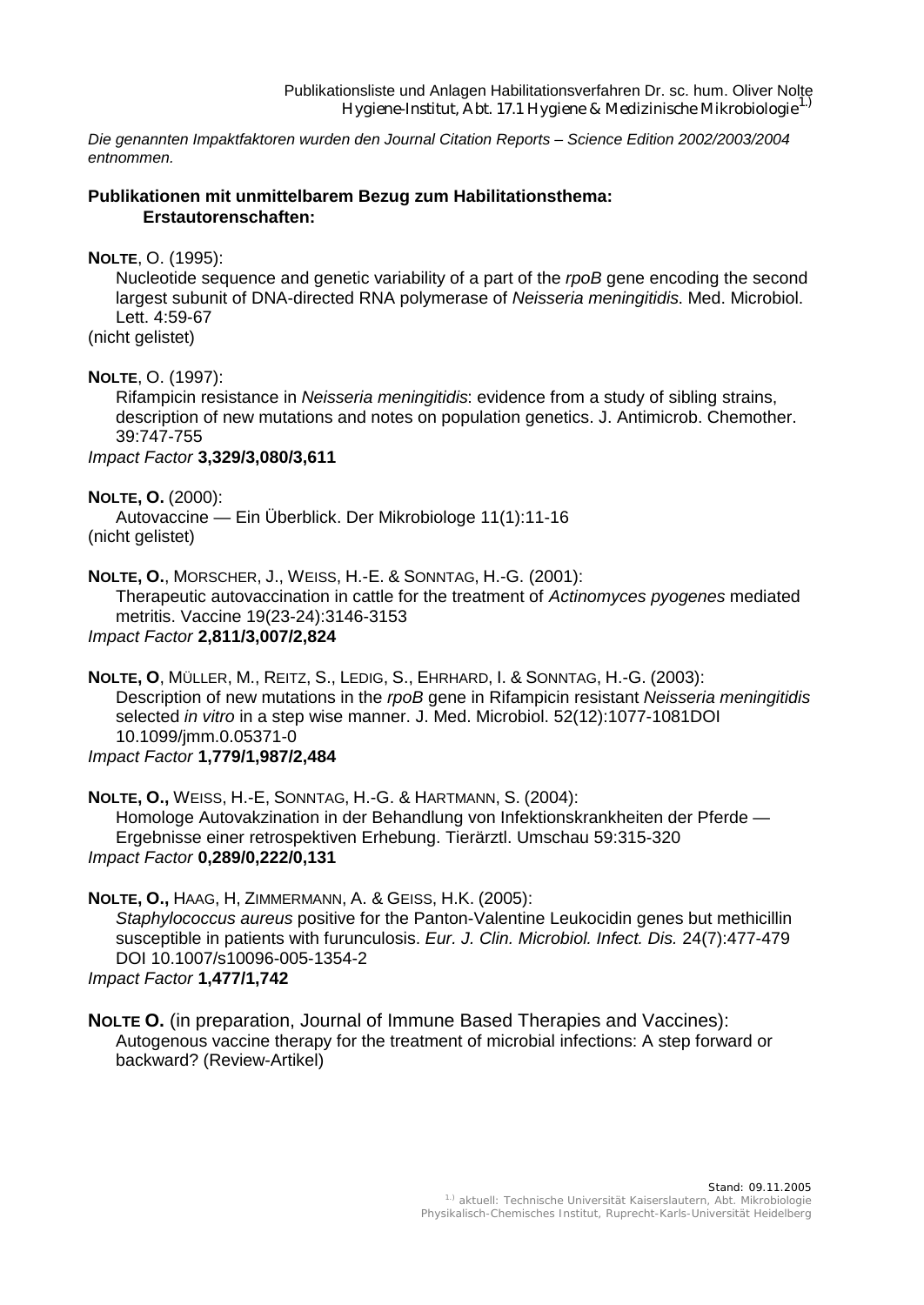*Die genannten Impaktfaktoren wurden den Journal Citation Reports – Science Edition 2002/2003/2004 entnommen.*

## Publikationen mit unmittelbarem Bezug zum Habilitationsthema:

### Erstautorenschaften:

**NOLTE**, O. (1995):
Nucleotide sequence and genetic variability of a part of the *rpoB* gene encoding the second largest subunit of DNA-directed RNA polymerase of *Neisseria meningitidis*. Med. Microbiol. Lett. 4:59-67
(nicht gelistet)

**NOLTE**, O. (1997):
Rifampicin resistance in *Neisseria meningitidis*: evidence from a study of sibling strains, description of new mutations and notes on population genetics. J. Antimicrob. Chemother. 39:747-755
*Impact Factor* **3,329/3,080/3,611**

**NOLTE, O.** (2000):
Autovaccine — Ein Überblick. Der Mikrobiologe 11(1):11-16
(nicht gelistet)

**NOLTE, O.**, MORSCHER, J., WEISS, H.-E. & SONNTAG, H.-G. (2001):
Therapeutic autovaccination in cattle for the treatment of *Actinomyces pyogenes* mediated metritis. Vaccine 19(23-24):3146-3153
*Impact Factor* **2,811/3,007/2,824**

**NOLTE, O**, MÜLLER, M., REITZ, S., LEDIG, S., EHRHARD, I. & SONNTAG, H.-G. (2003):
Description of new mutations in the *rpoB* gene in Rifampicin resistant *Neisseria meningitidis* selected *in vitro* in a step wise manner. J. Med. Microbiol. 52(12):1077-1081DOI 10.1099/jmm.0.05371-0
*Impact Factor* **1,779/1,987/2,484**

**NOLTE, O.,** WEISS, H.-E, SONNTAG, H.-G. & HARTMANN, S. (2004):
Hologe Autovakzination in der Behandlung von Infektionskrankheiten der Pferde — Ergebnisse einer retrospektiven Erhebung. Tierärztl. Umschau 59:315-320
*Impact Factor* **0,289/0,222/0,131**

**NOLTE, O.,** HAAG, H, ZIMMERMANN, A. & GEISS, H.K. (2005):
*Staphylococcus aureus* positive for the Panton-Valentine Leukocidin genes but methicillin susceptible in patients with furunculosis. *Eur. J. Clin. Microbiol. Infect. Dis.* 24(7):477-479 DOI 10.1007/s10096-005-1354-2
*Impact Factor* **1,477/1,742**

**NOLTE O.** (in preparation, Journal of Immune Based Therapies and Vaccines):
Autogenous vaccine therapy for the treatment of microbial infections: A step forward or backward? (Review-Artikel)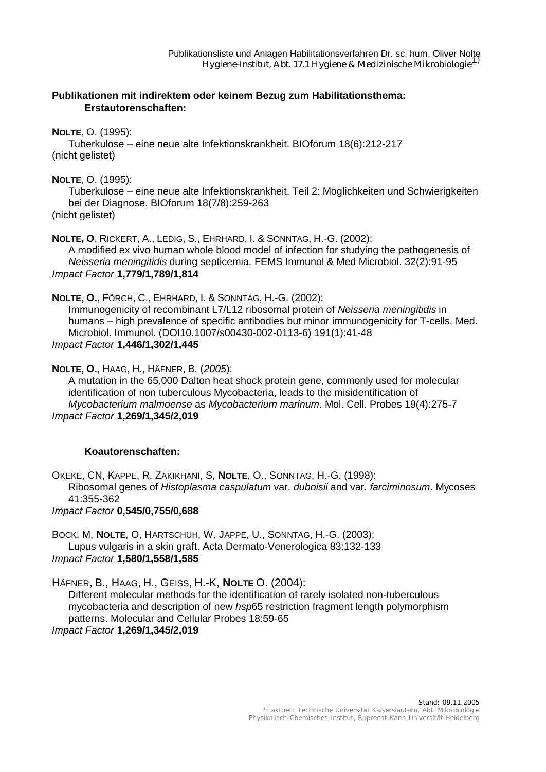**Publikationen mit indirektem oder keinem Bezug zum Habilitationsthema:**
**Erstautorenschaften:**

**NOLTE**, O. (1995):
Tuberkulose – eine neue alte Infektionskrankheit. BIOforum 18(6):212-217
(nicht gelistet)

**NOLTE**, O. (1995):
Tuberkulose – eine neue alte Infektionskrankheit. Teil 2: Möglichkeiten und Schwierigkeiten bei der Diagnose. BIOforum 18(7/8):259-263
(nicht gelistet)

**NOLTE, O**, RICKERT, A., LEDIG, S., EHRHARD, I. & SONNTAG, H.-G. (2002):
A modified ex vivo human whole blood model of infection for studying the pathogenesis of *Neisseria meningitidis* during septicemia. FEMS Immunol & Med Microbiol. 32(2):91-95
*Impact Factor* **1,779/1,789/1,814**

**NOLTE, O.**, FÖRCH, C., EHRHARD, I. & SONNTAG, H.-G. (2002):
Immunogenicity of recombinant L7/L12 ribosomal protein of *Neisseria meningitidis* in humans – high prevalence of specific antibodies but minor immunogenicity for T-cells. Med. Microbiol. Immunol. (DOI10.1007/s00430-002-0113-6) 191(1):41-48
*Impact Factor* **1,446/1,302/1,445**

**NOLTE, O.**, HAAG, H., HÄFNER, B. (*2005*):
A mutation in the 65,000 Dalton heat shock protein gene, commonly used for molecular identification of non tuberculous Mycobacteria, leads to the misidentification of *Mycobacterium malmoense* as *Mycobacterium marinum*. Mol. Cell. Probes 19(4):275-7
*Impact Factor* **1,269/1,345/2,019**

**Koautorenschaften:**

OKEKE, CN, KAPPE, R, ZAKIKHANI, S, **NOLTE**, O., SONNTAG, H.-G. (1998):
Ribosomal genes of *Histoplasma caspulatum* var. *duboisii* and var. *farciminosum*. Mycoses 41:355-362
*Impact Factor* **0,545/0,755/0,688**

BOCK, M, **NOLTE**, O, HARTSCHUH, W, JAPPE, U., SONNTAG, H.-G. (2003):
Lupus vulgaris in a skin graft. Acta Dermato-Venerologica 83:132-133
*Impact Factor* **1,580/1,558/1,585**

HÄFNER, B., HAAG, H., GEISS, H.-K, **NOLTE** O. (2004):
Different molecular methods for the identification of rarely isolated non-tuberculous mycobacteria and description of new *hsp*65 restriction fragment length polymorphism patterns. Molecular and Cellular Probes 18:59-65
*Impact Factor* **1,269/1,345/2,019**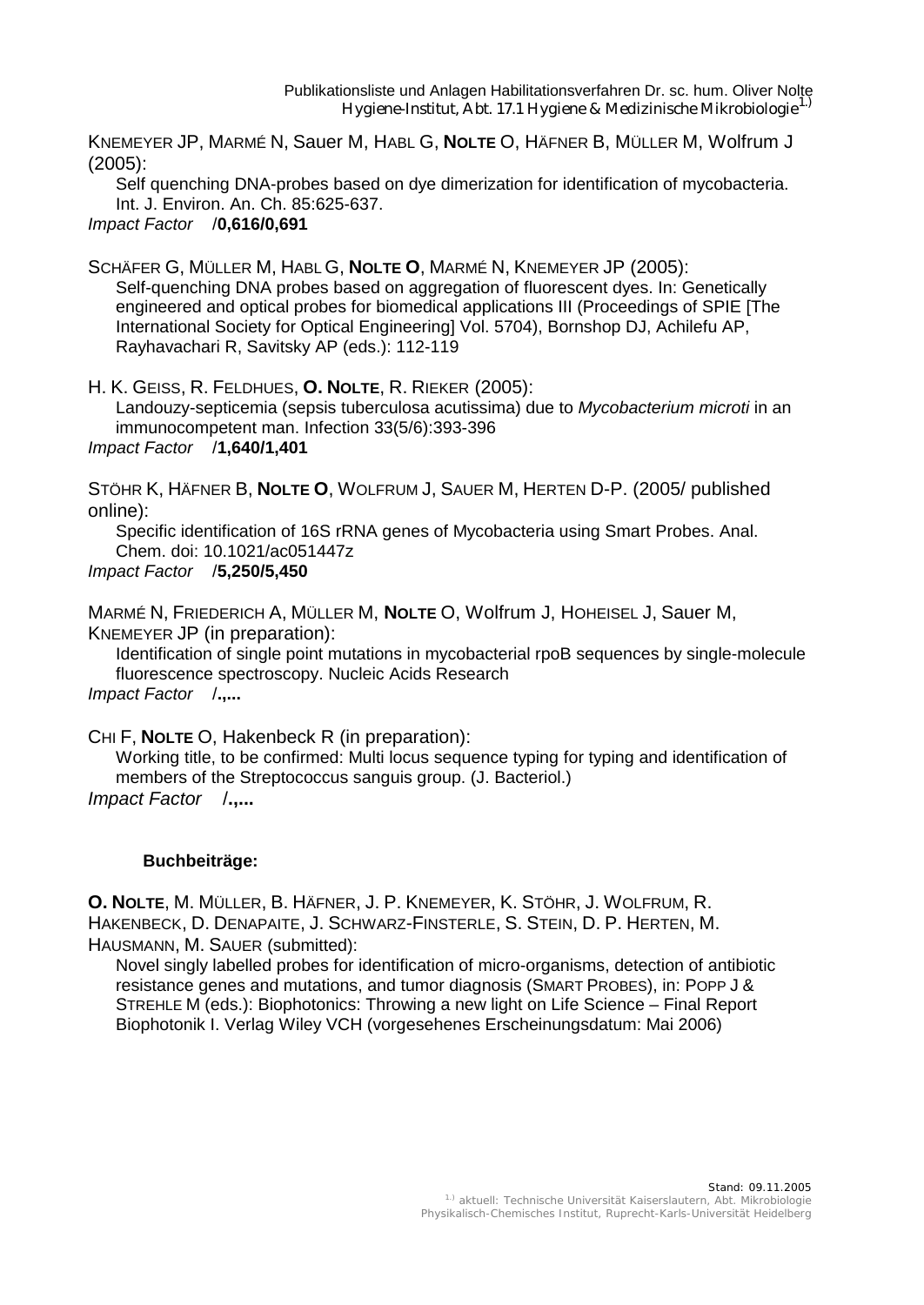KNEMEYER JP, MARMÉ N, Sauer M, HABL G, **NOLTE** O, HÄFNER B, MÜLLER M, Wolfrum J (2005):

Self quenching DNA-probes based on dye dimerization for identification of mycobacteria. Int. J. Environ. An. Ch. 85:625-637.

*Impact Factor* /**0,616/0,691**

SCHÄFER G, MÜLLER M, HABL G, **NOLTE O**, MARMÉ N, KNEMEYER JP (2005):

Self-quenching DNA probes based on aggregation of fluorescent dyes. In: Genetically engineered and optical probes for biomedical applications III (Proceedings of SPIE [The International Society for Optical Engineering] Vol. 5704), Bornshop DJ, Achilefu AP, Rayhavachari R, Savitsky AP (eds.): 112-119

H. K. GEISS, R. FELDHUES, **O. NOLTE**, R. RIEKER (2005):

Landouzy-septicemia (sepsis tuberculosa acutissima) due to *Mycobacterium microti* in an immunocompetent man. Infection 33(5/6):393-396

*Impact Factor* /**1,640/1,401**

STÖHR K, HÄFNER B, **NOLTE O**, WOLFRUM J, SAUER M, HERTEN D-P. (2005/ published online):

Specific identification of 16S rRNA genes of Mycobacteria using Smart Probes. Anal. Chem. doi: 10.1021/ac051447z

*Impact Factor* /**5,250/5,450**

MARMÉ N, FRIEDERICH A, MÜLLER M, **NOLTE** O, Wolfrum J, HOHEISEL J, Sauer M, KNEMEYER JP (in preparation):

Identification of single point mutations in mycobacterial rpoB sequences by single-molecule fluorescence spectroscopy. Nucleic Acids Research

*Impact Factor* /**.,...**

CHI F, **NOLTE** O, Hakenbeck R (in preparation):

Working title, to be confirmed: Multi locus sequence typing for typing and identification of members of the Streptococcus sanguis group. (J. Bacteriol.)

*Impact Factor* /**.,...**

**Buchbeiträge:**

**O. NOLTE**, M. MÜLLER, B. HÄFNER, J. P. KNEMEYER, K. STÖHR, J. WOLFRUM, R. HAKENBECK, D. DENAPAITE, J. SCHWARZ-FINSTERLE, S. STEIN, D. P. HERTEN, M. HAUSMANN, M. SAUER (submitted):

Novel singly labelled probes for identification of micro-organisms, detection of antibiotic resistance genes and mutations, and tumor diagnosis (SMART PROBES), in: POPP J & STREHLE M (eds.): Biophotonics: Throwing a new light on Life Science – Final Report Biophotonik I. Verlag Wiley VCH (vorgesehenes Erscheinungsdatum: Mai 2006)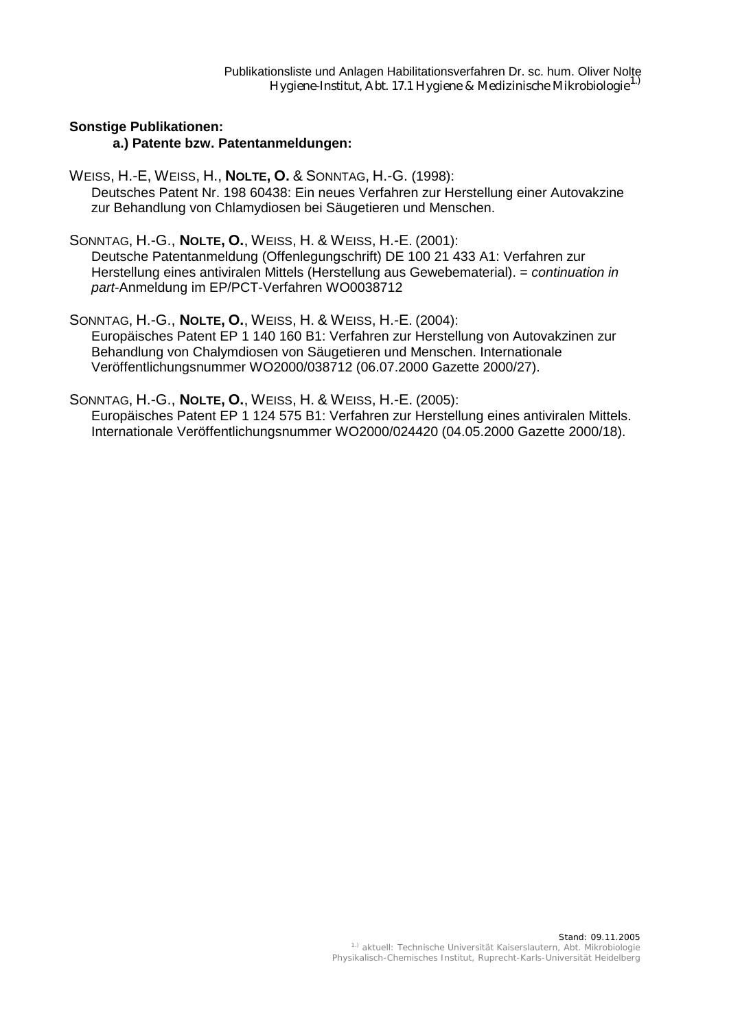**Sonstige Publikationen:**

**a.) Patente bzw. Patentanmeldungen:**

WEISS, H.-E, WEISS, H., **NOLTE, O.** & SONNTAG, H.-G. (1998):
Deutsches Patent Nr. 198 60438: Ein neues Verfahren zur Herstellung einer Autovakzine zur Behandlung von Chlamydiosen bei Säugetieren und Menschen.

SONNTAG, H.-G., **NOLTE, O.**, WEISS, H. & WEISS, H.-E. (2001):
Deutsche Patentanmeldung (Offenlegungschrift) DE 100 21 433 A1: Verfahren zur Herstellung eines antiviralen Mittels (Herstellung aus Gewebematerial). = *continuation in part*-Anmeldung im EP/PCT-Verfahren WO0038712

SONNTAG, H.-G., **NOLTE, O.**, WEISS, H. & WEISS, H.-E. (2004):
Europäisches Patent EP 1 140 160 B1: Verfahren zur Herstellung von Autovakzinen zur Behandlung von Chalymdiosen von Säugetieren und Menschen. Internationale Veröffentlichungsnummer WO2000/038712 (06.07.2000 Gazette 2000/27).

SONNTAG, H.-G., **NOLTE, O.**, WEISS, H. & WEISS, H.-E. (2005):
Europäisches Patent EP 1 124 575 B1: Verfahren zur Herstellung eines antiviralen Mittels. Internationale Veröffentlichungsnummer WO2000/024420 (04.05.2000 Gazette 2000/18).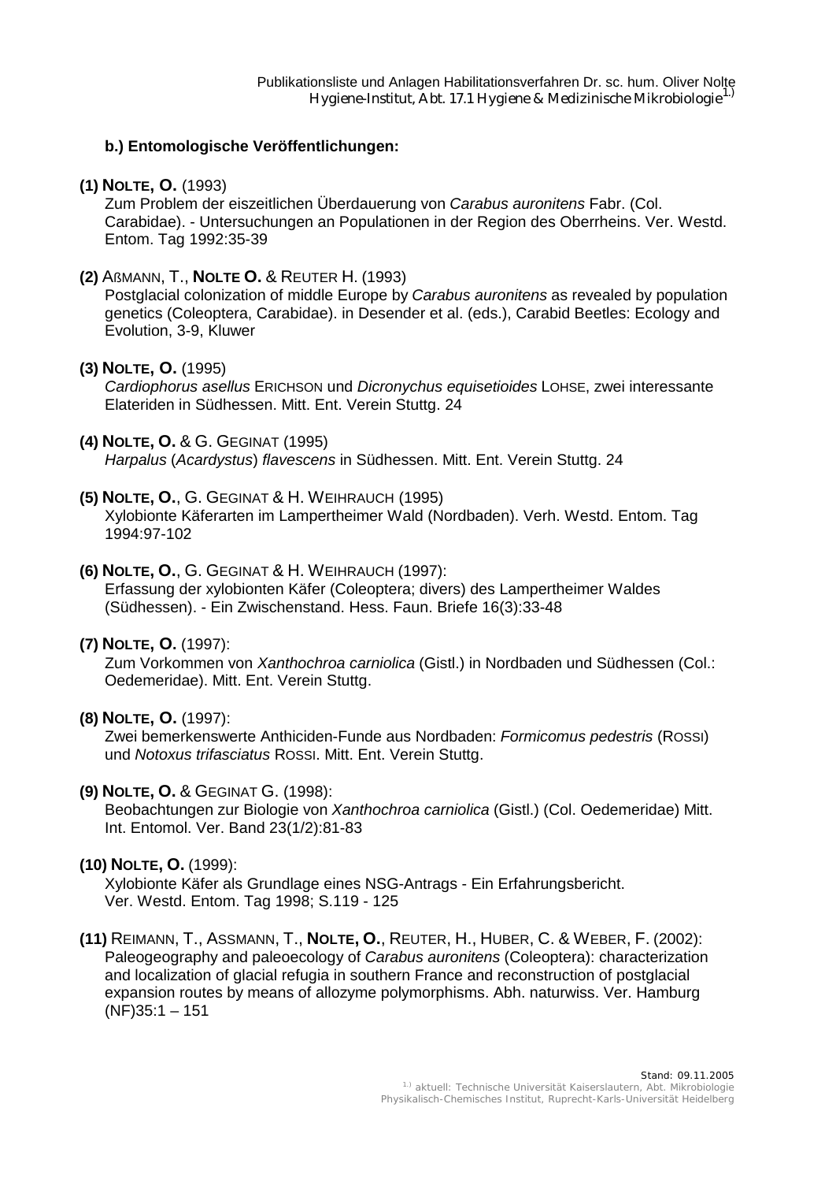## b.) Entomologische Veröffentlichungen:

**(1) NOLTE, O.** (1993)
Zum Problem der eiszeitlichen Überdauerung von *Carabus auronitens* Fabr. (Col. Carabidae). - Untersuchungen an Populationen in der Region des Oberrheins. Ver. Westd. Entom. Tag 1992:35-39

**(2)** AßMANN, T., **NOLTE O.** & REUTER H. (1993)
Postglacial colonization of middle Europe by *Carabus auronitens* as revealed by population genetics (Coleoptera, Carabidae). in Desender et al. (eds.), Carabid Beetles: Ecology and Evolution, 3-9, Kluwer

**(3) NOLTE, O.** (1995)
*Cardiophorus asellus* ERICHSON und *Dicronychus equisetioides* LOHSE, zwei interessante Elateriden in Südhessen. Mitt. Ent. Verein Stuttg. 24

**(4) NOLTE, O.** & G. GEGINAT (1995)
*Harpalus* (*Acardystus*) *flavescens* in Südhessen. Mitt. Ent. Verein Stuttg. 24

**(5) NOLTE, O.**, G. GEGINAT & H. WEIHRAUCH (1995)
Xylobionte Käferarten im Lampertheimer Wald (Nordbaden). Verh. Westd. Entom. Tag 1994:97-102

**(6) NOLTE, O.**, G. GEGINAT & H. WEIHRAUCH (1997):
Erfassung der xylobionten Käfer (Coleoptera; divers) des Lampertheimer Waldes (Südhessen). - Ein Zwischenstand. Hess. Faun. Briefe 16(3):33-48

**(7) NOLTE, O.** (1997):
Zum Vorkommen von *Xanthochroa carniolica* (Gistl.) in Nordbaden und Südhessen (Col.: Oedemeridae). Mitt. Ent. Verein Stuttg.

**(8) NOLTE, O.** (1997):
Zwei bemerkenswerte Anthiciden-Funde aus Nordbaden: *Formicomus pedestris* (ROSSI) und *Notoxus trifasciatus* ROSSI. Mitt. Ent. Verein Stuttg.

**(9) NOLTE, O.** & GEGINAT G. (1998):
Beobachtungen zur Biologie von *Xanthochroa carniolica* (Gistl.) (Col. Oedemeridae) Mitt. Int. Entomol. Ver. Band 23(1/2):81-83

**(10) NOLTE, O.** (1999):
Xylobionte Käfer als Grundlage eines NSG-Antrags - Ein Erfahrungsbericht. Ver. Westd. Entom. Tag 1998; S.119 - 125

**(11)** REIMANN, T., ASSMANN, T., **NOLTE, O.**, REUTER, H., HUBER, C. & WEBER, F. (2002):
Paleogeography and paleoecology of *Carabus auronitens* (Coleoptera): characterization and localization of glacial refugia in southern France and reconstruction of postglacial expansion routes by means of allozyme polymorphisms. Abh. naturwiss. Ver. Hamburg (NF)35:1 – 151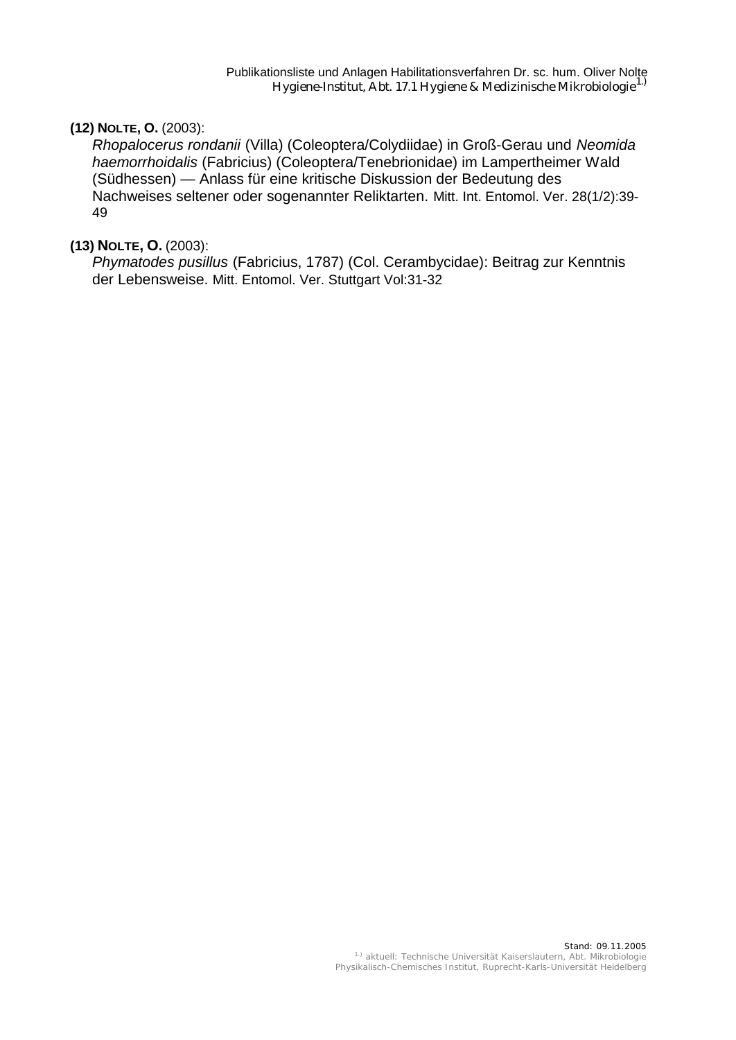**(12) NOLTE, O.** (2003):
*Rhopalocerus rondanii* (Villa) (Coleoptera/Colydiidae) in Groß-Gerau und *Neomida haemorrhoidalis* (Fabricius) (Coleoptera/Tenebrionidae) im Lampertheimer Wald (Südhessen) — Anlass für eine kritische Diskussion der Bedeutung des Nachweises seltener oder sogenannter Reliktarten. Mitt. Int. Entomol. Ver. 28(1/2):39-49

**(13) NOLTE, O.** (2003):
*Phymatodes pusillus* (Fabricius, 1787) (Col. Cerambycidae): Beitrag zur Kenntnis der Lebensweise. Mitt. Entomol. Ver. Stuttgart Vol:31-32